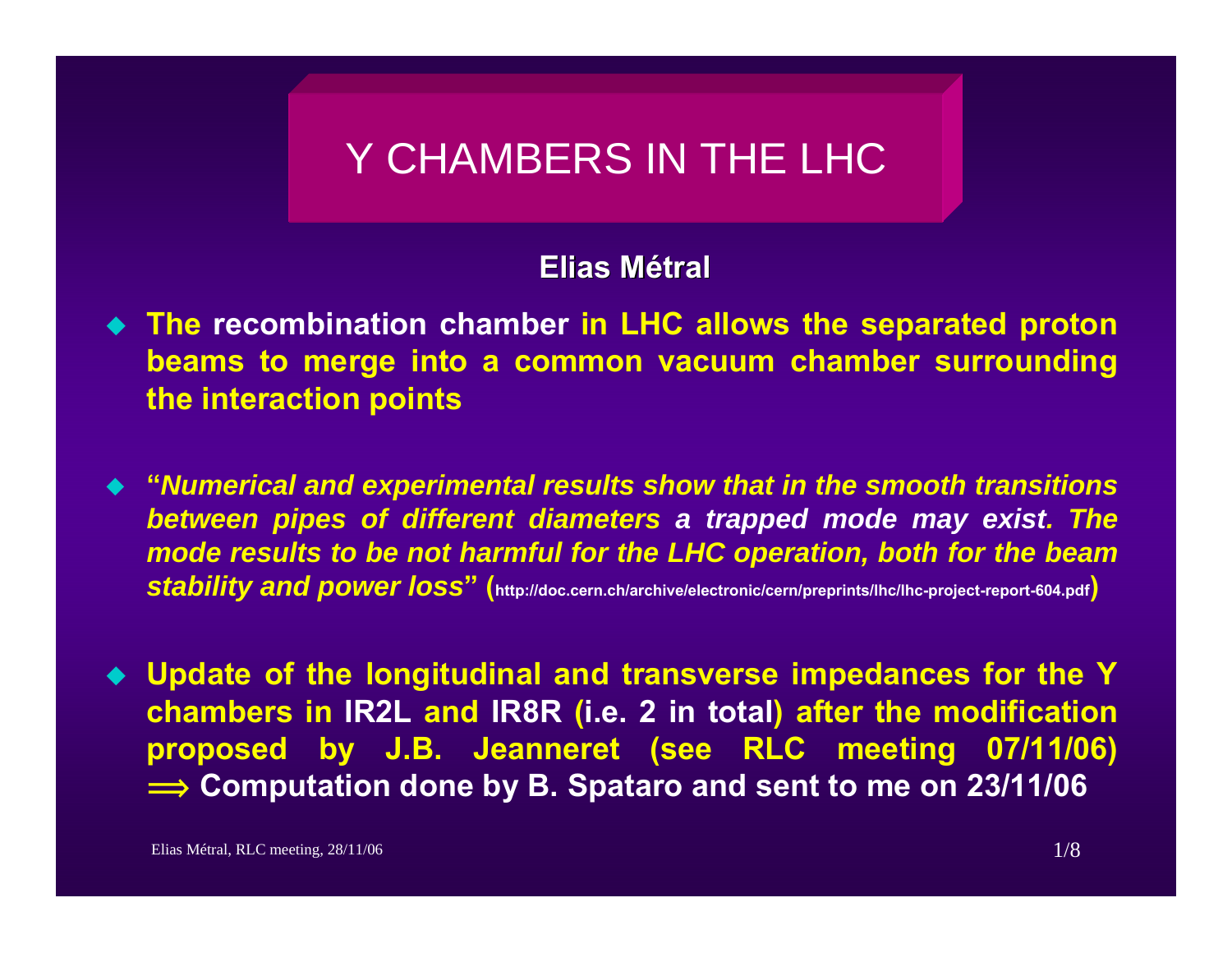# Y CHAMBERS IN THE LHC

**Elias Métral**

- **The recombination chamber in LHC allows the separated proton beams to merge into a common vacuum chamber surrounding the interaction points**

- **"*Numerical and experimental results show that in the smooth transitions between pipes of different diameters a trapped mode may exist. The mode results to be not harmful for the LHC operation, both for the beam stability and power loss*" (http://doc.cern.ch/archive/electronic/cern/preprints/lhc/lhc-project-report-604.pdf)**

- **Update of the longitudinal and transverse impedances for the Y chambers in IR2L and IR8R (i.e. 2 in total) after the modification proposed by J.B. Jeanneret (see RLC meeting 07/11/06) ⟹ Computation done by B. Spataro and sent to me on 23/11/06**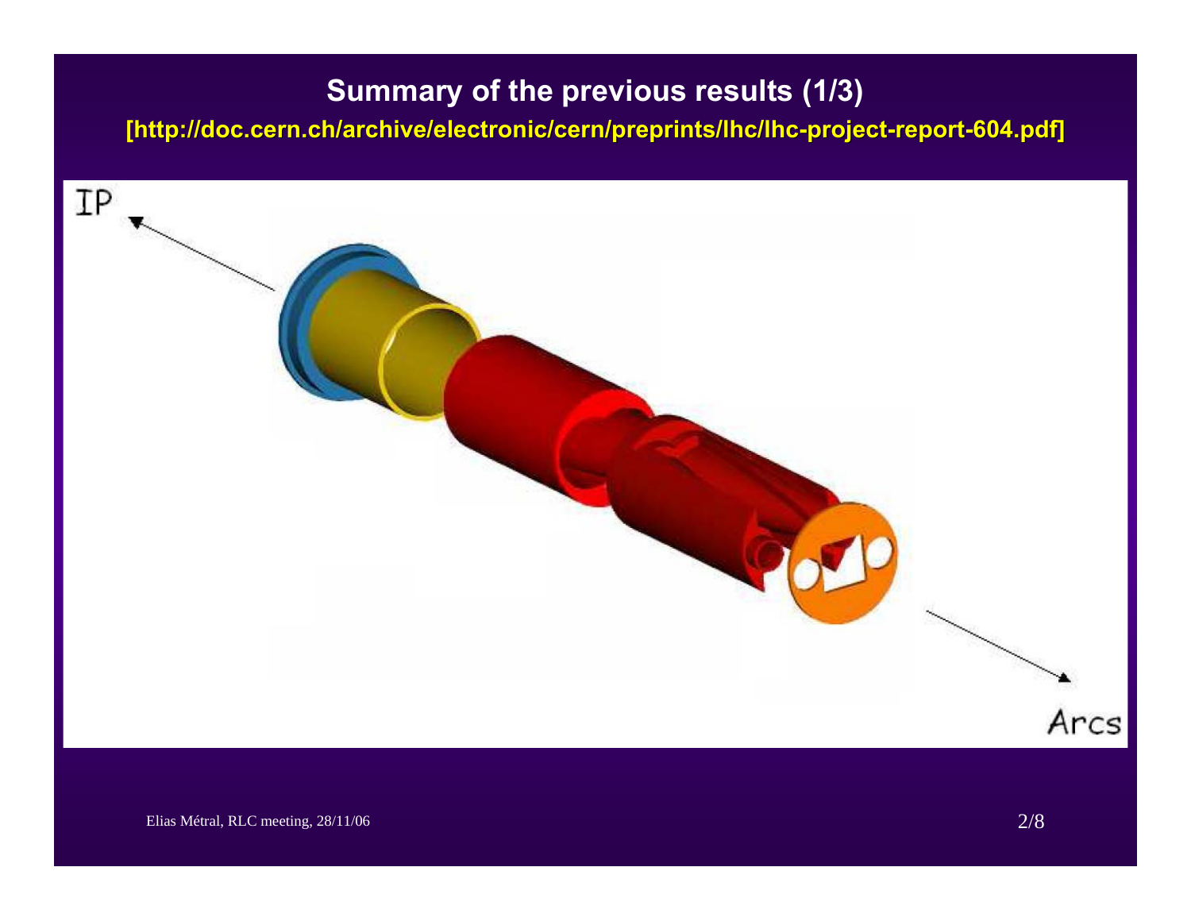## Summary of the previous results (1/3)

**[http://doc.cern.ch/archive/electronic/cern/preprints/lhc/lhc-project-report-604.pdf]**

IP

Arcs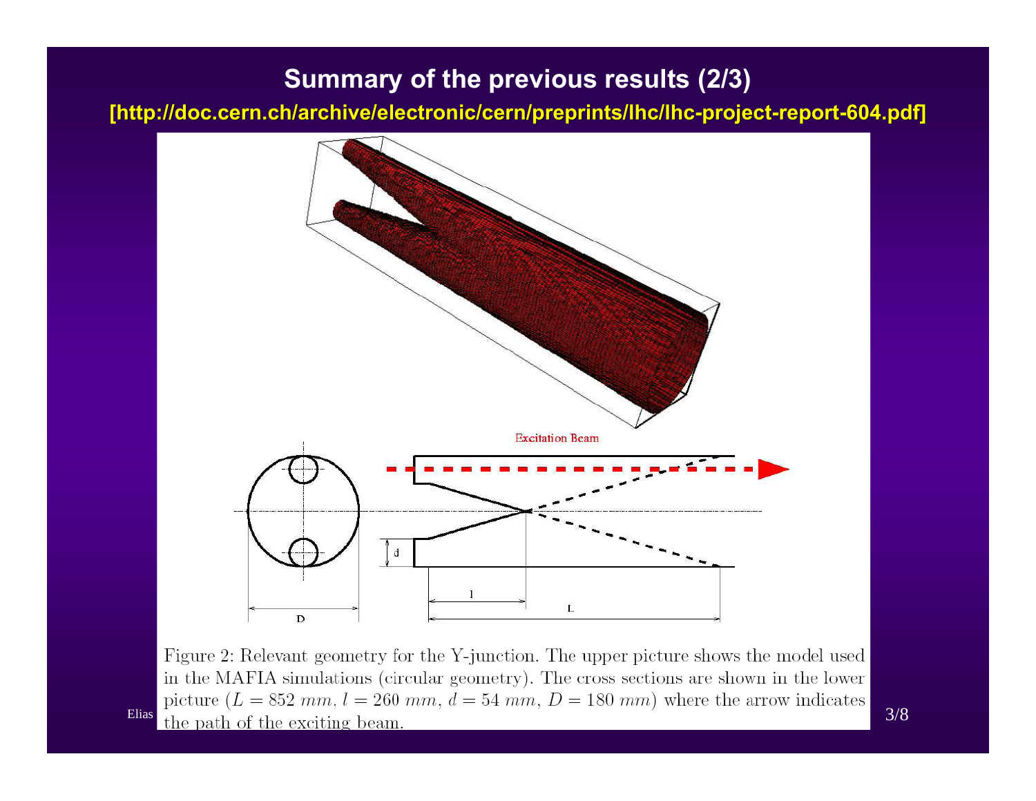# Summary of the previous results (2/3)

**[http://doc.cern.ch/archive/electronic/cern/preprints/lhc/lhc-project-report-604.pdf]**

Figure 2: Relevant geometry for the Y-junction. The upper picture shows the model used in the MAFIA simulations (circular geometry). The cross sections are shown in the lower picture ($L = 852\ mm$, $l = 260\ mm$, $d = 54\ mm$, $D = 180\ mm$) where the arrow indicates the path of the exciting beam.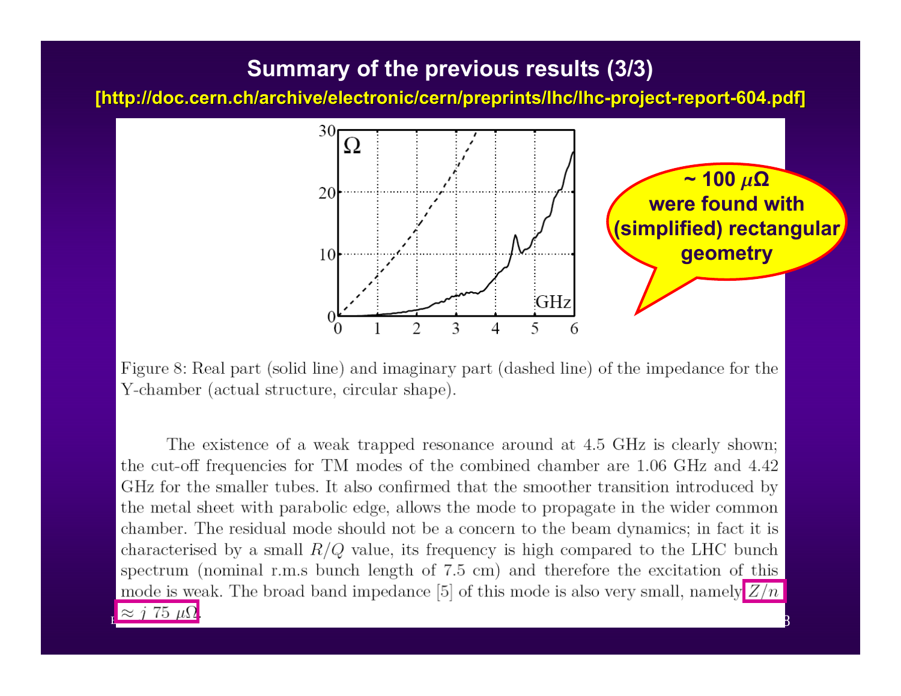## Summary of the previous results (3/3)

**[http://doc.cern.ch/archive/electronic/cern/preprints/lhc/lhc-project-report-604.pdf]**

Figure 8: Real part (solid line) and imaginary part (dashed line) of the impedance for the Y-chamber (actual structure, circular shape).

The existence of a weak trapped resonance around at 4.5 GHz is clearly shown; the cut-off frequencies for TM modes of the combined chamber are 1.06 GHz and 4.42 GHz for the smaller tubes. It also confirmed that the smoother transition introduced by the metal sheet with parabolic edge, allows the mode to propagate in the wider common chamber. The residual mode should not be a concern to the beam dynamics; in fact it is characterised by a small $R/Q$ value, its frequency is high compared to the LHC bunch spectrum (nominal r.m.s bunch length of 7.5 cm) and therefore the excitation of this mode is weak. The broad band impedance [5] of this mode is also very small, namely $Z/n \approx j\ 75\ \mu\Omega$.

**~ 100 $\mu\Omega$ were found with (simplified) rectangular geometry**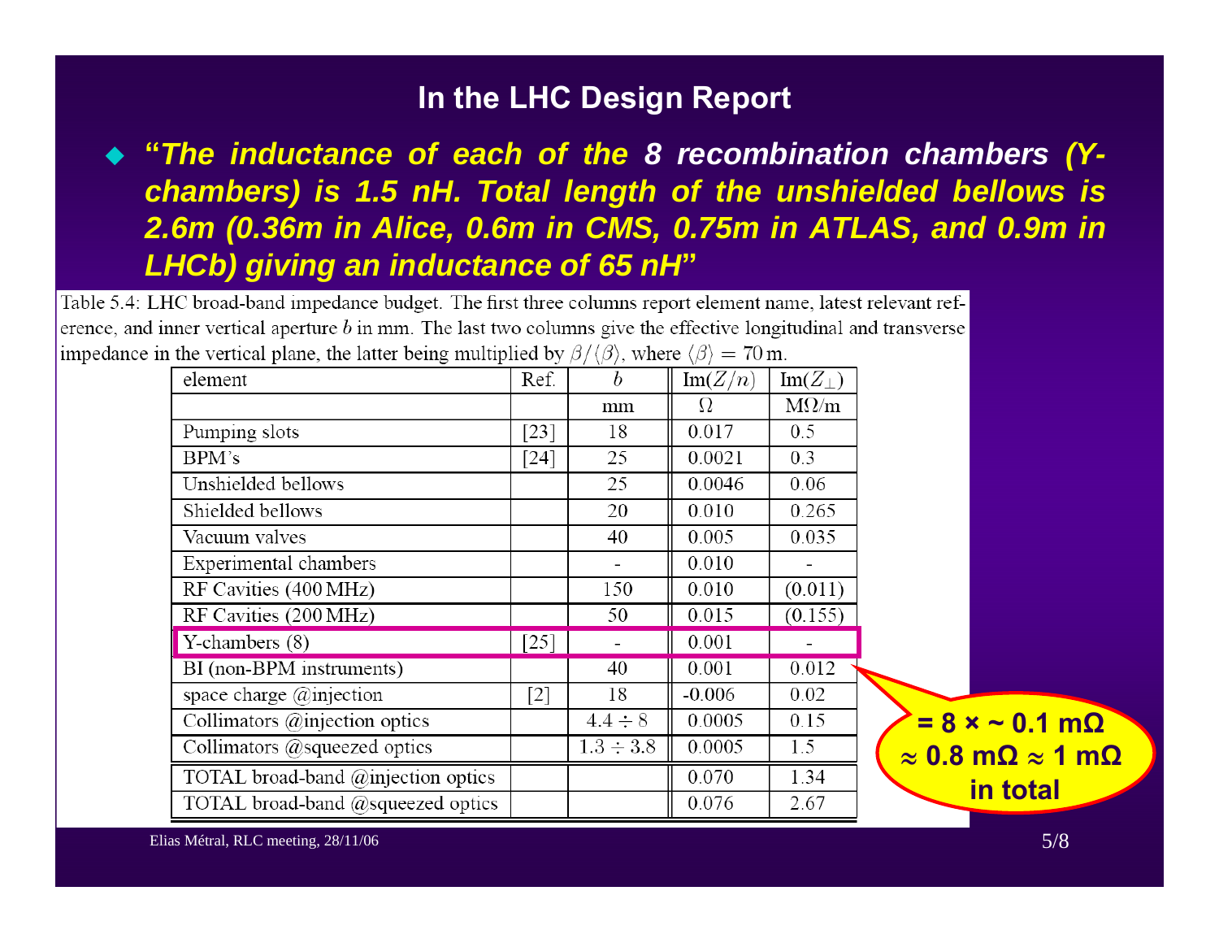# In the LHC Design Report

- ***"The inductance of each of the 8 recombination chambers (Y-chambers) is 1.5 nH. Total length of the unshielded bellows is 2.6m (0.36m in Alice, 0.6m in CMS, 0.75m in ATLAS, and 0.9m in LHCb) giving an inductance of 65 nH"***

Table 5.4: LHC broad-band impedance budget. The first three columns report element name, latest relevant reference, and inner vertical aperture $b$ in mm. The last two columns give the effective longitudinal and transverse impedance in the vertical plane, the latter being multiplied by $\beta/\langle\beta\rangle$, where $\langle\beta\rangle = 70\,\text{m}$.

| element | Ref. | $b$ | $\text{Im}(Z/n)$ | $\text{Im}(Z_\perp)$ |
|---|---|---|---|---|
| | | mm | $\Omega$ | $\text{M}\Omega/\text{m}$ |
| Pumping slots | [23] | 18 | 0.017 | 0.5 |
| BPM's | [24] | 25 | 0.0021 | 0.3 |
| Unshielded bellows | | 25 | 0.0046 | 0.06 |
| Shielded bellows | | 20 | 0.010 | 0.265 |
| Vacuum valves | | 40 | 0.005 | 0.035 |
| Experimental chambers | | - | 0.010 | - |
| RF Cavities (400 MHz) | | 150 | 0.010 | (0.011) |
| RF Cavities (200 MHz) | | 50 | 0.015 | (0.155) |
| Y-chambers (8) | [25] | - | 0.001 | - |
| BI (non-BPM instruments) | | 40 | 0.001 | 0.012 |
| space charge @injection | [2] | 18 | -0.006 | 0.02 |
| Collimators @injection optics | | $4.4 \div 8$ | 0.0005 | 0.15 |
| Collimators @squeezed optics | | $1.3 \div 3.8$ | 0.0005 | 1.5 |
| TOTAL broad-band @injection optics | | | 0.070 | 1.34 |
| TOTAL broad-band @squeezed optics | | | 0.076 | 2.67 |

**$= 8 \times \sim 0.1\ \text{m}\Omega \approx 0.8\ \text{m}\Omega \approx 1\ \text{m}\Omega$ in total**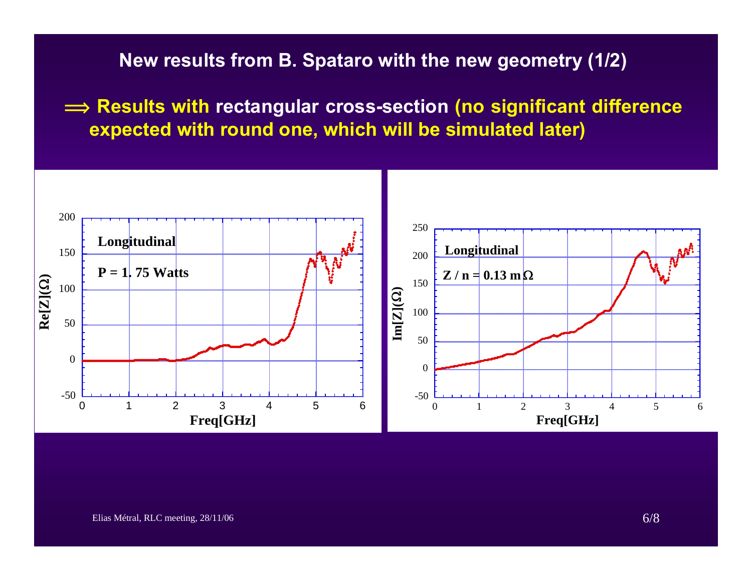## New results from B. Spataro with the new geometry (1/2)

⟹ **Results with rectangular cross-section (no significant difference expected with round one, which will be simulated later)**

**Longitudinal**

**P = 1. 75 Watts**

Re[Z](Ω) vs Freq[GHz]

**Longitudinal**

**Z / n = 0.13 mΩ**

Im[Z](Ω) vs Freq[GHz]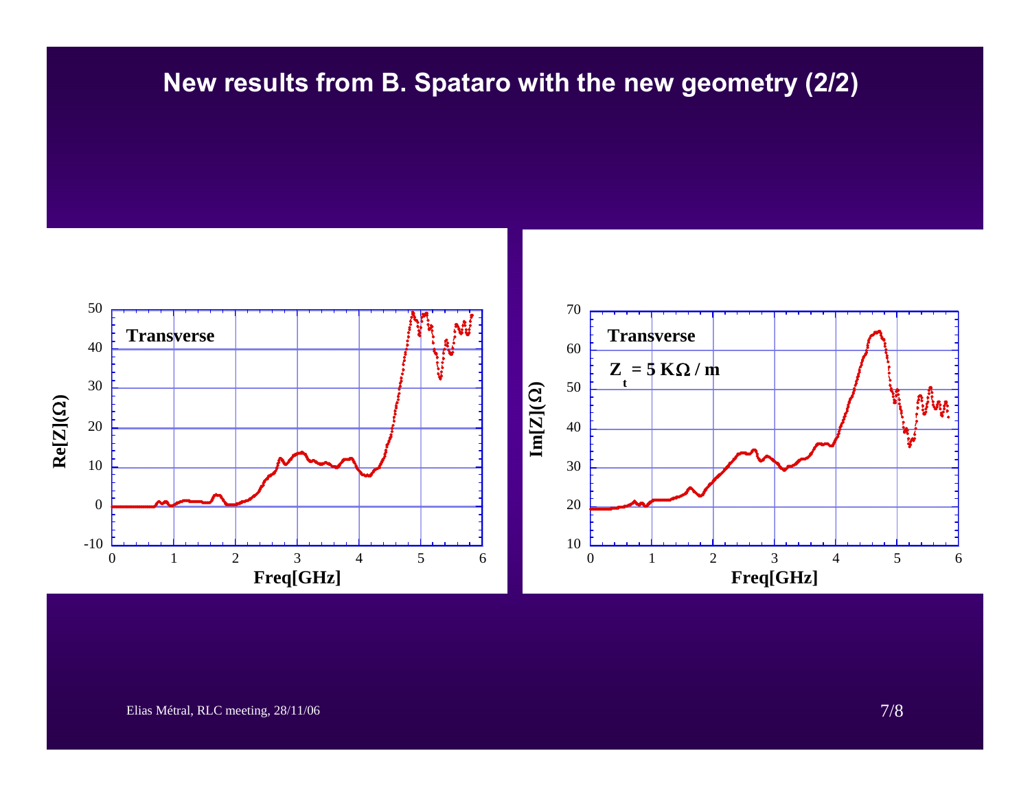# New results from B. Spataro with the new geometry (2/2)

Transverse

Re[Z](Ω)

Freq[GHz]

Transverse

$Z_t = 5\ K\Omega\ /\ m$

Im[Z](Ω)

Freq[GHz]

Elias Métral, RLC meeting, 28/11/06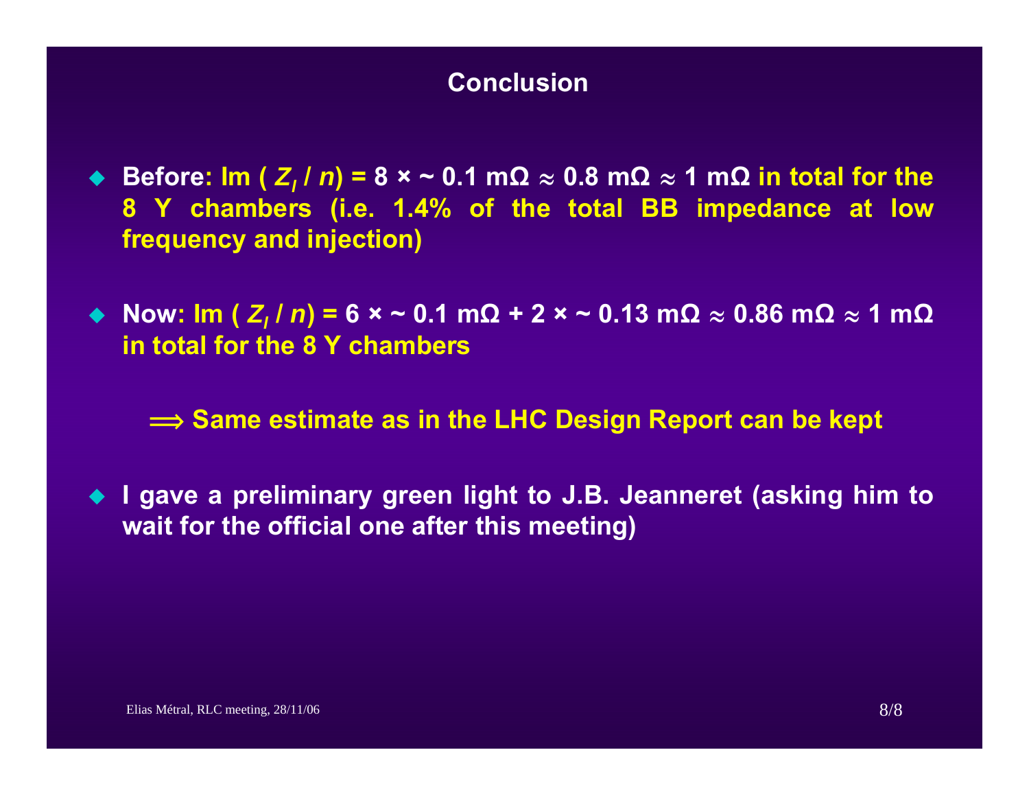# Conclusion

- **Before: $\text{Im}\,(Z_l\,/\,n) = 8 \times \sim 0.1\ \text{m}\Omega \approx 0.8\ \text{m}\Omega \approx 1\ \text{m}\Omega$ in total for the 8 Y chambers (i.e. 1.4% of the total BB impedance at low frequency and injection)**

- **Now: $\text{Im}\,(Z_l\,/\,n) = 6 \times \sim 0.1\ \text{m}\Omega + 2 \times \sim 0.13\ \text{m}\Omega \approx 0.86\ \text{m}\Omega \approx 1\ \text{m}\Omega$ in total for the 8 Y chambers**

  **$\Longrightarrow$ Same estimate as in the LHC Design Report can be kept**

- **I gave a preliminary green light to J.B. Jeanneret (asking him to wait for the official one after this meeting)**

Elias Métral, RLC meeting, 28/11/06